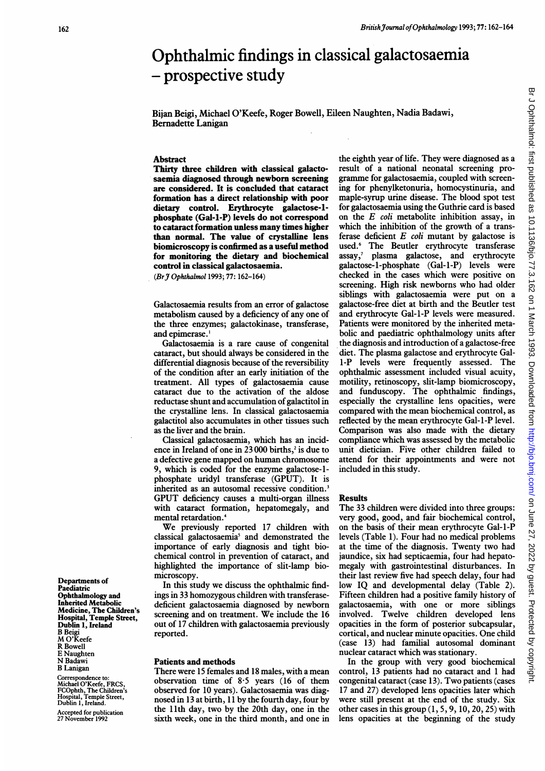# Ophthalmic findings in classical galactosaemia – prospective study

Bijan Beigi, Michael O'Keefe, Roger Bowell, Eileen Naughten, Nadia Badawi, Bernadette Lanigan

## Abstract

**Thirty three children with classical galactosaemia diagnosed through newborn screening are considered. It is concluded that cataract formation has a direct relationship with poor dietary control. Erythrocyte galactose-1-phosphate (Gal-1-P) levels do not correspond to cataract formation unless many times higher than normal. The value of crystalline lens biomicroscopy is confirmed as a useful method for monitoring the dietary and biochemical control in classical galactosaemia.**

(*Br J Ophthalmol* 1993; 77: 162–164)

Galactosaemia results from an error of galactose metabolism caused by a deficiency of any one of the three enzymes; galactokinase, transferase, and epimerase.[1]

Galactosaemia is a rare cause of congenital cataract, but should always be considered in the differential diagnosis because of the reversibility of the condition after an early initiation of the treatment. All types of galactosaemia cause cataract due to the activation of the aldose reductase shunt and accumulation of galactitol in the crystalline lens. In classical galactosaemia galactitol also accumulates in other tissues such as the liver and the brain.

Classical galactosaemia, which has an incidence in Ireland of one in 23 000 births,[2] is due to a defective gene mapped on human chromosome 9, which is coded for the enzyme galactose-1-phosphate uridyl transferase (GPUT). It is inherited as an autosomal recessive condition.[3] GPUT deficiency causes a multi-organ illness with cataract formation, hepatomegaly, and mental retardation.[4]

We previously reported 17 children with classical galactosaemia[5] and demonstrated the importance of early diagnosis and tight biochemical control in prevention of cataract, and highlighted the importance of slit-lamp biomicroscopy.

In this study we discuss the ophthalmic findings in 33 homozygous children with transferase-deficient galactosaemia diagnosed by newborn screening and on treatment. We include the 16 out of 17 children with galactosaemia previously reported.

## Patients and methods

There were 15 females and 18 males, with a mean observation time of 8·5 years (16 of them observed for 10 years). Galactosaemia was diagnosed in 13 at birth, 11 by the fourth day, four by the 11th day, two by the 20th day, one in the sixth week, one in the third month, and one in the eighth year of life. They were diagnosed as a result of a national neonatal screening programme for galactosaemia, coupled with screening for phenylketonuria, homocystinuria, and maple-syrup urine disease. The blood spot test for galactosaemia using the Guthrie card is based on the *E coli* metabolite inhibition assay, in which the inhibition of the growth of a transferase deficient *E coli* mutant by galactose is used.[6] The Beutler erythrocyte transferase assay,[7] plasma galactose, and erythrocyte galactose-1-phosphate (Gal-1-P) levels were checked in the cases which were positive on screening. High risk newborns who had older siblings with galactosaemia were put on a galactose-free diet at birth and the Beutler test and erythrocyte Gal-1-P levels were measured. Patients were monitored by the inherited metabolic and paediatric ophthalmology units after the diagnosis and introduction of a galactose-free diet. The plasma galactose and erythrocyte Gal-1-P levels were frequently assessed. The ophthalmic assessment included visual acuity, motility, retinoscopy, slit-lamp biomicroscopy, and funduscopy. The ophthalmic findings, especially the crystalline lens opacities, were compared with the mean biochemical control, as reflected by the mean erythrocyte Gal-1-P level. Comparison was also made with the dietary compliance which was assessed by the metabolic unit dietician. Five other children failed to attend for their appointments and were not included in this study.

## Results

The 33 children were divided into three groups: very good, good, and fair biochemical control, on the basis of their mean erythrocyte Gal-1-P levels (Table 1). Four had no medical problems at the time of the diagnosis. Twenty two had jaundice, six had septicaemia, four had hepatomegaly with gastrointestinal disturbances. In their last review five had speech delay, four had low IQ and developmental delay (Table 2). Fifteen children had a positive family history of galactosaemia, with one or more siblings involved. Twelve children developed lens opacities in the form of posterior subcapsular, cortical, and nuclear minute opacities. One child (case 13) had familial autosomal dominant nuclear cataract which was stationary.

In the group with very good biochemical control, 13 patients had no cataract and 1 had congenital cataract (case 13). Two patients (cases 17 and 27) developed lens opacities later which were still present at the end of the study. Six other cases in this group (1, 5, 9, 10, 20, 25) with lens opacities at the beginning of the study

Departments of Paediatric Ophthalmology and Inherited Metabolic Medicine, The Children's Hospital, Temple Street, Dublin 1, Ireland
B Beigi
M O'Keefe
R Bowell
E Naughten
N Badawi
B Lanigan

Correspondence to: Michael O'Keefe, FRCS, FCOphth, The Children's Hospital, Temple Street, Dublin 1, Ireland.

Accepted for publication 27 November 1992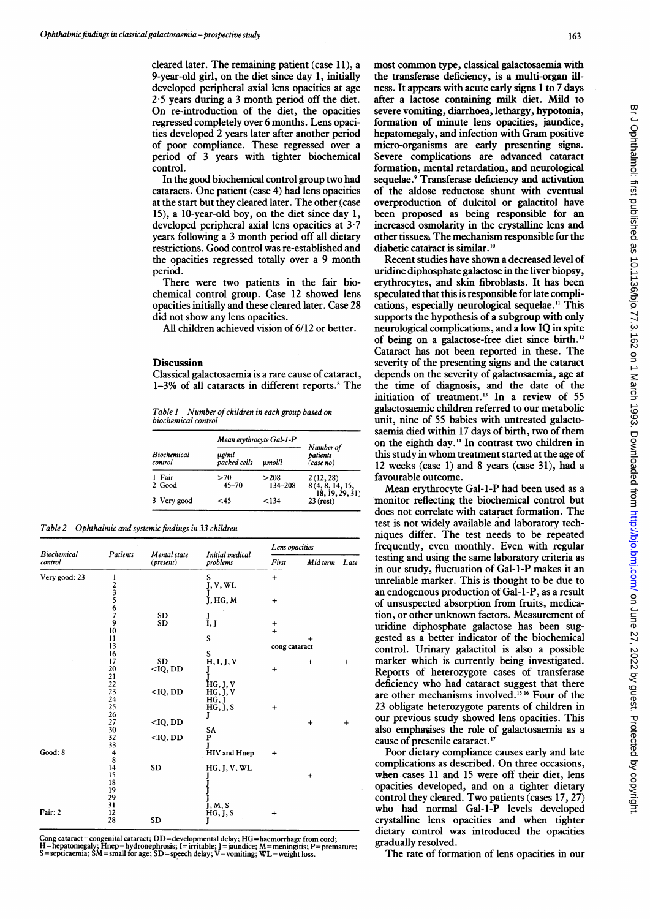cleared later. The remaining patient (case 11), a 9-year-old girl, on the diet since day 1, initially developed peripheral axial lens opacities at age 2·5 years during a 3 month period off the diet. On re-introduction of the diet, the opacities regressed completely over 6 months. Lens opacities developed 2 years later after another period of poor compliance. These regressed over a period of 3 years with tighter biochemical control.

In the good biochemical control group two had cataracts. One patient (case 4) had lens opacities at the start but they cleared later. The other (case 15), a 10-year-old boy, on the diet since day 1, developed peripheral axial lens opacities at 3·7 years following a 3 month period off all dietary restrictions. Good control was re-established and the opacities regressed totally over a 9 month period.

There were two patients in the fair biochemical control group. Case 12 showed lens opacities initially and these cleared later. Case 28 did not show any lens opacities.

All children achieved vision of 6/12 or better.

## Discussion

Classical galactosaemia is a rare cause of cataract, 1–3% of all cataracts in different reports.[8] The most common type, classical galactosaemia with the transferase deficiency, is a multi-organ illness. It appears with acute early signs 1 to 7 days after a lactose containing milk diet. Mild to severe vomiting, diarrhoea, lethargy, hypotonia, formation of minute lens opacities, jaundice, hepatomegaly, and infection with Gram positive micro-organisms are early presenting signs. Severe complications are advanced cataract formation, mental retardation, and neurological sequelae.[9] Transferase deficiency and activation of the aldose reductose shunt with eventual overproduction of dulcitol or galactitol have been proposed as being responsible for an increased osmolarity in the crystalline lens and other tissues. The mechanism responsible for the diabetic cataract is similar.[10]

Table 1 *Number of children in each group based on biochemical control*

| Biochemical control | Mean erythrocyte Gal-1-P µg/ml packed cells | Mean erythrocyte Gal-1-P µmol/l | Number of patients (case no) |
|---|---|---|---|
| 1 Fair | >70 | >208 | 2 (12, 28) |
| 2 Good | 45–70 | 134–208 | 8 (4, 8, 14, 15, 18, 19, 29, 31) |
| 3 Very good | <45 | <134 | 23 (rest) |

Table 2 *Ophthalmic and systemic findings in 33 children*

| Biochemical control | Patients | Mental state (present) | Initial medical problems | Lens opacities First | Lens opacities Mid term | Lens opacities Late |
|---|---|---|---|---|---|---|
| Very good: 23 | 1 | | S | + | | |
| | 2 | | J, V, WL | | | |
| | 3 | | J | | | |
| | 5 | | J, HG, M | + | | |
| | 6 | | | | | |
| | 7 | SD | J | | | |
| | 9 | SD | I, J | + | | |
| | 10 | | | + | | |
| | 11 | | S | | + | |
| | 13 | | | cong cataract | | |
| | 16 | | S | | | |
| | 17 | SD | H, I, J, V | | + | + |
| | 20 | <IQ, DD | J | + | | |
| | 21 | | J | | | |
| | 22 | | HG, J, V | | | |
| | 23 | <IQ, DD | HG, J, V | | | |
| | 24 | | HG, J | | | |
| | 25 | | HG, J, S | + | | |
| | 26 | | J | | | |
| | 27 | <IQ, DD | | | + | + |
| | 30 | | SA | | | |
| | 32 | <IQ, DD | P | | | |
| | 33 | | J | | | |
| Good: 8 | 4 | | HIV and Hnep | + | | |
| | 8 | | | | | |
| | 14 | SD | HG, J, V, WL | | | |
| | 15 | | J | | + | |
| | 18 | | J | | | |
| | 19 | | J | | | |
| | 29 | | J | | | |
| | 31 | | J, M, S | | | |
| Fair: 2 | 12 | | HG, J, S | + | | |
| | 28 | SD | J | | | |

Cong cataract=congenital cataract; DD=developmental delay; HG=haemorrhage from cord; H=hepatomegaly; Hnep=hydronephrosis; I=irritable; J=jaundice; M=meningitis; P=premature; S=septicaemia; SM=small for age; SD=speech delay; V=vomiting; WL=weight loss.

Recent studies have shown a decreased level of uridine diphosphate galactose in the liver biopsy, erythrocytes, and skin fibroblasts. It has been speculated that this is responsible for late complications, especially neurological sequelae.[11] This supports the hypothesis of a subgroup with only neurological complications, and a low IQ in spite of being on a galactose-free diet since birth.[12] Cataract has not been reported in these. The severity of the presenting signs and the cataract depends on the severity of galactosaemia, age at the time of diagnosis, and the date of the initiation of treatment.[13] In a review of 55 galactosaemic children referred to our metabolic unit, nine of 55 babies with untreated galactosaemia died within 17 days of birth, two of them on the eighth day.[14] In contrast two children in this study in whom treatment started at the age of 12 weeks (case 1) and 8 years (case 31), had a favourable outcome.

Mean erythrocyte Gal-1-P had been used as a monitor reflecting the biochemical control but does not correlate with cataract formation. The test is not widely available and laboratory techniques differ. The test needs to be repeated frequently, even monthly. Even with regular testing and using the same laboratory criteria as in our study, fluctuation of Gal-1-P makes it an unreliable marker. This is thought to be due to an endogenous production of Gal-1-P, as a result of unsuspected absorption from fruits, medication, or other unknown factors. Measurement of uridine diphosphate galactose has been suggested as a better indicator of the biochemical control. Urinary galactitol is also a possible marker which is currently being investigated. Reports of heterozygote cases of transferase deficiency who had cataract suggest that there are other mechanisms involved.[15 16] Four of the 23 obligate heterozygote parents of children in our previous study showed lens opacities. This also emphasises the role of galactosaemia as a cause of presenile cataract.[17]

Poor dietary compliance causes early and late complications as described. On three occasions, when cases 11 and 15 were off their diet, lens opacities developed, and on a tighter dietary control they cleared. Two patients (cases 17, 27) who had normal Gal-1-P levels developed crystalline lens opacities and when tighter dietary control was introduced the opacities gradually resolved.

The rate of formation of lens opacities in our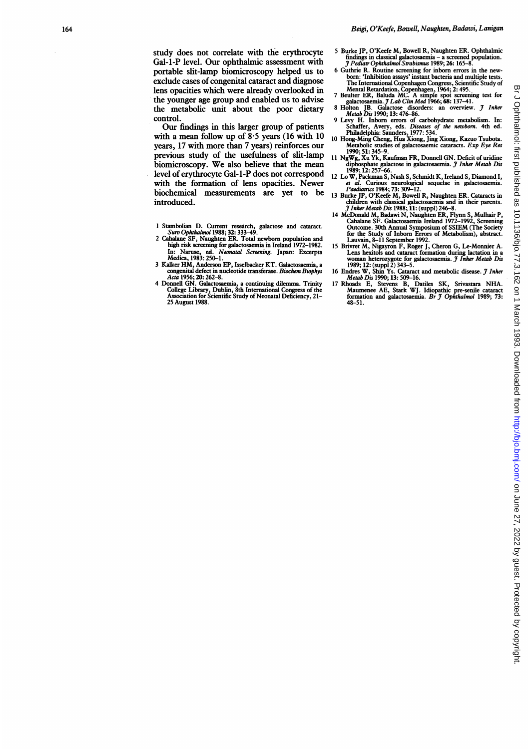study does not correlate with the erythrocyte Gal-1-P level. Our ophthalmic assessment with portable slit-lamp biomicroscopy helped us to exclude cases of congenital cataract and diagnose lens opacities which were already overlooked in the younger age group and enabled us to advise the metabolic unit about the poor dietary control.

Our findings in this larger group of patients with a mean follow up of 8·5 years (16 with 10 years, 17 with more than 7 years) reinforces our previous study of the usefulness of slit-lamp biomicroscopy. We also believe that the mean level of erythrocyte Gal-1-P does not correspond with the formation of lens opacities. Newer biochemical measurements are yet to be introduced.

1 Stambolian D. Current research, galactose and cataract. *Surv Ophthalmol* 1988; 32: 333–49.
2 Cahalane SF, Naughten ER. Total newborn population and high risk screening for galactosaemia in Ireland 1972–1982. In: Naruse, ed. *Neonatal Screening*. Japan: Excerpta Medica, 1983: 250–1.
3 Kalker HM, Anderson EP, Isselbacker KT. Galactosaemia, a congenital defect in nucleotide transferase. *Biochem Biophys Acta* 1956; 20: 262–8.
4 Donnell GN. Galactosaemia, a continuing dilemma. Trinity College Library, Dublin, 8th International Congress of the Association for Scientific Study of Neonatal Deficiency, 21–25 August 1988.
5 Burke JP, O'Keefe M, Bowell R, Naughten ER. Ophthalmic findings in classical galactosaemia – a screened population. *J Pediatr Ophthalmol Strabismus* 1989; 26: 165–8.
6 Guthrie R. Routine screening for inborn errors in the newborn: 'Inhibition assays' instant bacteria and multiple tests. The International Copenhagen Congress, Scientific Study of Mental Retardation, Copenhagen, 1964; 2: 495.
7 Beulter ER, Baluda MC. A simple spot screening test for galactosaemia. *J Lab Clin Med* 1966; 68: 137–41.
8 Holton JB. Galactose disorders: an overview. *J Inher Metab Dis* 1990; 13: 476–86.
9 Levy H. Inborn errors of carbohydrate metabolism. In: Schaffer, Avery, eds. *Diseases of the newborn*. 4th ed. Philadelphia: Saunders, 1977: 534.
10 Hong-Ming Cheng, Hua Xiong, Jing Xiong, Kazuo Tsubota. Metabolic studies of galactosaemic cataracts. *Exp Eye Res* 1990; 51: 345–9.
11 NgWg, Xu Yk, Kaufman FR, Donnell GN. Deficit of uridine diphosphate galactose in galactosaemia. *J Inher Metab Dis* 1989; 12: 257–66.
12 Lo W, Packman S, Nash S, Schmidt K, Ireland S, Diamond I, *et al*. Curious neurological sequelae in galactosaemia. *Paediatrics* 1984; 73: 309–12.
13 Burke JP, O'Keefe M, Bowell R, Naughten ER. Cataracts in children with classical galactosaemia and in their parents. *J Inher Metab Dis* 1988; 11: (suppl) 246–8.
14 McDonald M, Badawi N, Naughten ER, Flynn S, Mulhair P, Cahalane SF. Galactosaemia Ireland 1972–1992, Screening Outcome. 30th Annual Symposium of SSIEM (The Society for the Study of Inborn Errors of Metabolism), abstract. Lauvain, 8–11 September 1992.
15 Brivret M, Nigayron F, Roger J, Cheron G, Le-Monnier A. Lens hexitols and cataract formation during lactation in a woman heterozygote for galactosaemia. *J Inher Metab Dis* 1989; 12: (suppl 2) 343–5.
16 Endres W, Shin Ys. Cataract and metabolic disease. *J Inher Metab Dis* 1990; 13: 509–16.
17 Rhoads E, Stevens B, Datiles SK, Srivastara NHA. Maumenee AE, Stark WJ. Idiopathic pre-senile cataract formation and galactosaemia. *Br J Ophthalmol* 1989; 73: 48–51.